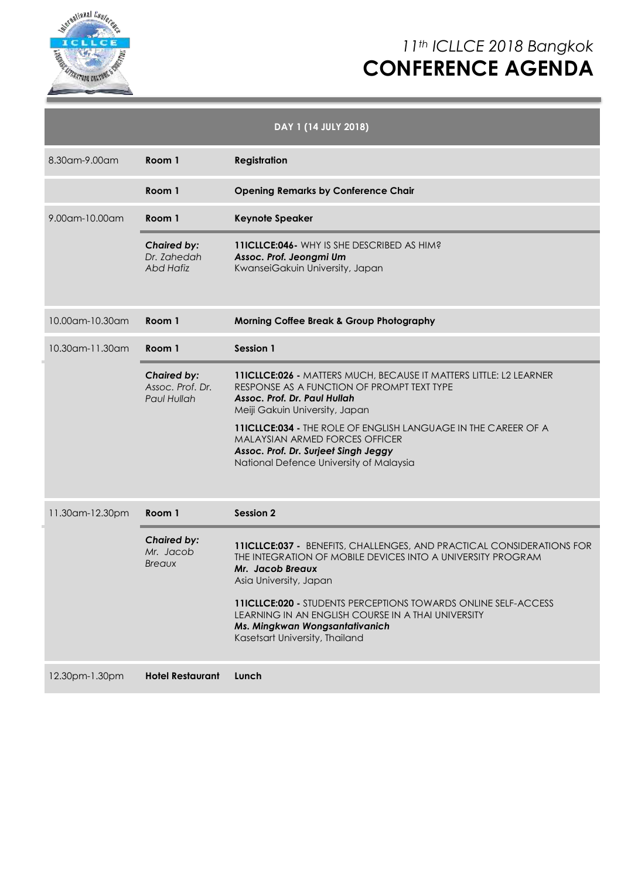# 11th ICLLCE 2018 Bangkok
# CONFERENCE AGENDA

| DAY 1 (14 JULY 2018) | | |
|---|---|---|
| 8.30am-9.00am | **Room 1** | **Registration** |
| | **Room 1** | **Opening Remarks by Conference Chair** |
| 9.00am-10.00am | **Room 1** | **Keynote Speaker** |
| | ***Chaired by:*** *Dr. Zahedah Abd Hafiz* | **11ICLLCE:046-** WHY IS SHE DESCRIBED AS HIM? ***Assoc. Prof. Jeongmi Um*** KwanseiGakuin University, Japan |
| 10.00am-10.30am | **Room 1** | **Morning Coffee Break & Group Photography** |
| 10.30am-11.30am | **Room 1** | **Session 1** |
| | ***Chaired by:*** *Assoc. Prof. Dr. Paul Hullah* | **11ICLLCE:026 -** MATTERS MUCH, BECAUSE IT MATTERS LITTLE: L2 LEARNER RESPONSE AS A FUNCTION OF PROMPT TEXT TYPE ***Assoc. Prof. Dr. Paul Hullah*** Meiji Gakuin University, Japan<br><br>**11ICLLCE:034 -** THE ROLE OF ENGLISH LANGUAGE IN THE CAREER OF A MALAYSIAN ARMED FORCES OFFICER ***Assoc. Prof. Dr. Surjeet Singh Jeggy*** National Defence University of Malaysia |
| 11.30am-12.30pm | **Room 1** | **Session 2** |
| | ***Chaired by:*** *Mr. Jacob Breaux* | **11ICLLCE:037 -** BENEFITS, CHALLENGES, AND PRACTICAL CONSIDERATIONS FOR THE INTEGRATION OF MOBILE DEVICES INTO A UNIVERSITY PROGRAM ***Mr. Jacob Breaux*** Asia University, Japan<br><br>**11ICLLCE:020 -** STUDENTS PERCEPTIONS TOWARDS ONLINE SELF-ACCESS LEARNING IN AN ENGLISH COURSE IN A THAI UNIVERSITY ***Ms. Mingkwan Wongsantativanich*** Kasetsart University, Thailand |
| 12.30pm-1.30pm | **Hotel Restaurant** | **Lunch** |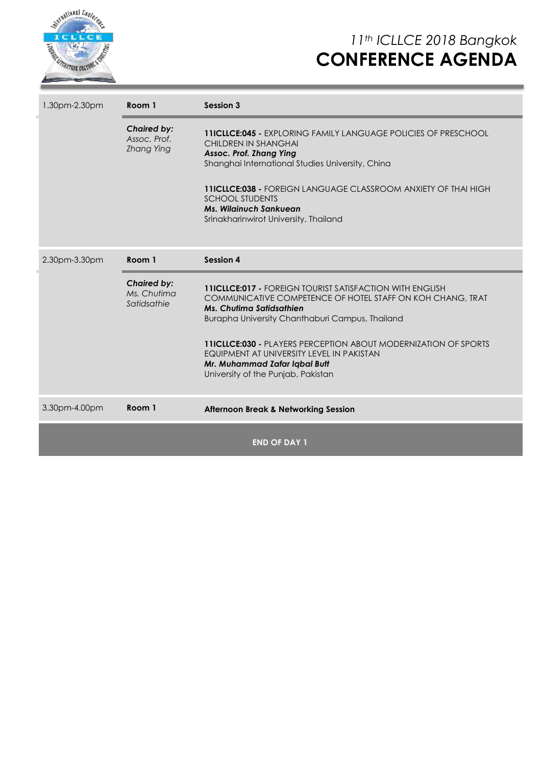| Time | Room | Session |
| --- | --- | --- |
| 1.30pm-2.30pm | **Room 1** | **Session 3** |
| | ***Chaired by:*** *Assoc. Prof. Zhang Ying* | **11ICLLCE:045 -** EXPLORING FAMILY LANGUAGE POLICIES OF PRESCHOOL CHILDREN IN SHANGHAI<br>***Assoc. Prof. Zhang Ying***<br>Shanghai International Studies University, China<br><br>**11ICLLCE:038 -** FOREIGN LANGUAGE CLASSROOM ANXIETY OF THAI HIGH SCHOOL STUDENTS<br>***Ms. Wilainuch Sankuean***<br>Srinakharinwirot University, Thailand |
| 2.30pm-3.30pm | **Room 1** | **Session 4** |
| | ***Chaired by:*** *Ms. Chutima Satidsathie* | **11ICLLCE:017 -** FOREIGN TOURIST SATISFACTION WITH ENGLISH COMMUNICATIVE COMPETENCE OF HOTEL STAFF ON KOH CHANG, TRAT<br>***Ms. Chutima Satidsathien***<br>Burapha University Chanthaburi Campus, Thailand<br><br>**11ICLLCE:030 -** PLAYERS PERCEPTION ABOUT MODERNIZATION OF SPORTS EQUIPMENT AT UNIVERSITY LEVEL IN PAKISTAN<br>***Mr. Muhammad Zafar Iqbal Butt***<br>University of the Punjab, Pakistan |
| 3.30pm-4.00pm | **Room 1** | **Afternoon Break & Networking Session** |

**END OF DAY 1**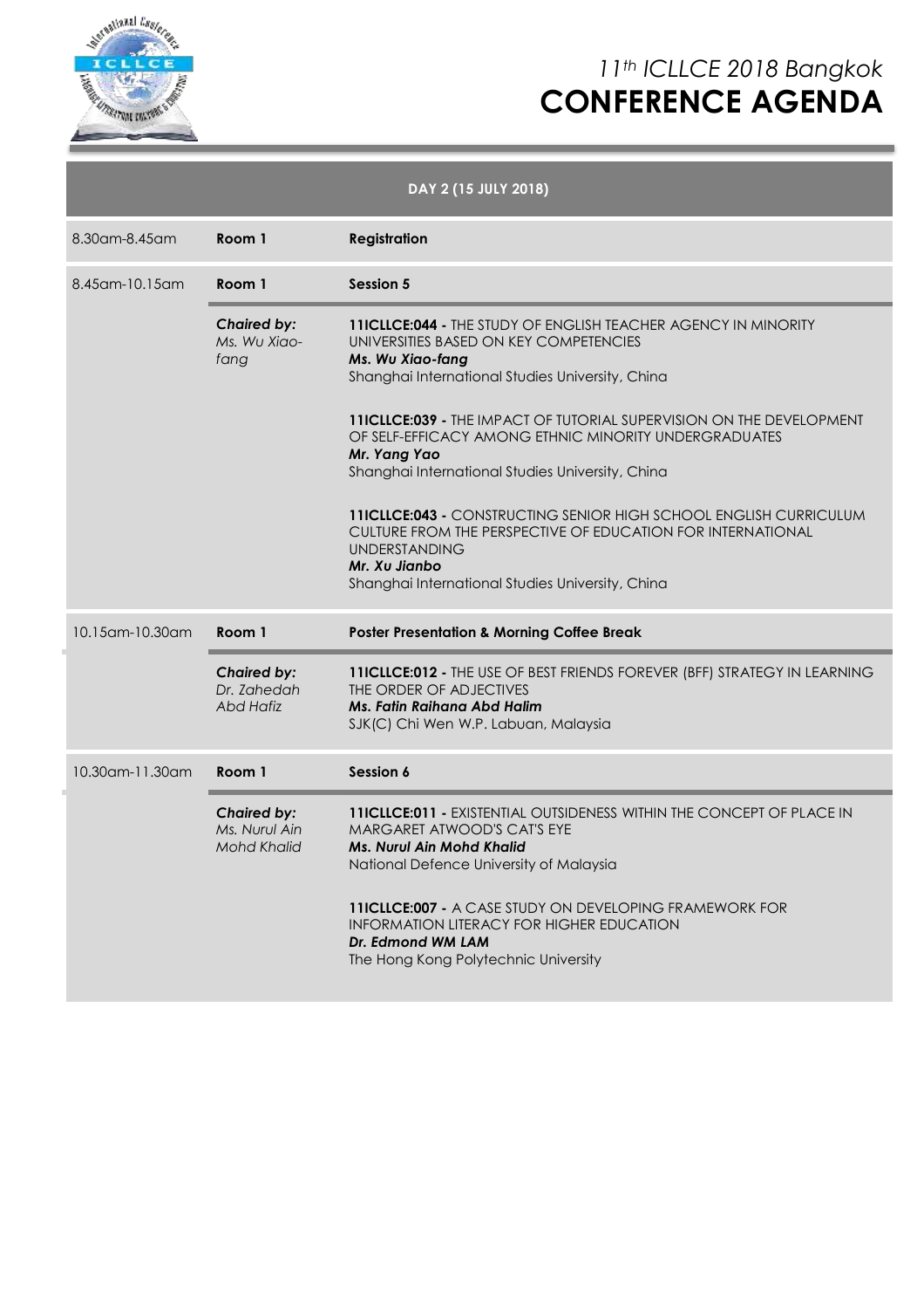# 11th ICLLCE 2018 Bangkok
# CONFERENCE AGENDA

| DAY 2 (15 JULY 2018) | | |
|---|---|---|
| 8.30am-8.45am | **Room 1** | **Registration** |
| 8.45am-10.15am | **Room 1** | **Session 5** |
| | ***Chaired by:*** *Ms. Wu Xiao-fang* | **11ICLLCE:044 -** THE STUDY OF ENGLISH TEACHER AGENCY IN MINORITY UNIVERSITIES BASED ON KEY COMPETENCIES<br>***Ms. Wu Xiao-fang***<br>*Shanghai International Studies University, China*<br><br>**11ICLLCE:039 -** THE IMPACT OF TUTORIAL SUPERVISION ON THE DEVELOPMENT OF SELF-EFFICACY AMONG ETHNIC MINORITY UNDERGRADUATES<br>***Mr. Yang Yao***<br>*Shanghai International Studies University, China*<br><br>**11ICLLCE:043 -** CONSTRUCTING SENIOR HIGH SCHOOL ENGLISH CURRICULUM CULTURE FROM THE PERSPECTIVE OF EDUCATION FOR INTERNATIONAL UNDERSTANDING<br>***Mr. Xu Jianbo***<br>*Shanghai International Studies University, China* |
| 10.15am-10.30am | **Room 1** | **Poster Presentation & Morning Coffee Break** |
| | ***Chaired by:*** *Dr. Zahedah Abd Hafiz* | **11ICLLCE:012 -** THE USE OF BEST FRIENDS FOREVER (BFF) STRATEGY IN LEARNING THE ORDER OF ADJECTIVES<br>***Ms. Fatin Raihana Abd Halim***<br>*SJK(C) Chi Wen W.P. Labuan, Malaysia* |
| 10.30am-11.30am | **Room 1** | **Session 6** |
| | ***Chaired by:*** *Ms. Nurul Ain Mohd Khalid* | **11ICLLCE:011 -** EXISTENTIAL OUTSIDENESS WITHIN THE CONCEPT OF PLACE IN MARGARET ATWOOD'S CAT'S EYE<br>***Ms. Nurul Ain Mohd Khalid***<br>*National Defence University of Malaysia*<br><br>**11ICLLCE:007 -** A CASE STUDY ON DEVELOPING FRAMEWORK FOR INFORMATION LITERACY FOR HIGHER EDUCATION<br>***Dr. Edmond WM LAM***<br>*The Hong Kong Polytechnic University* |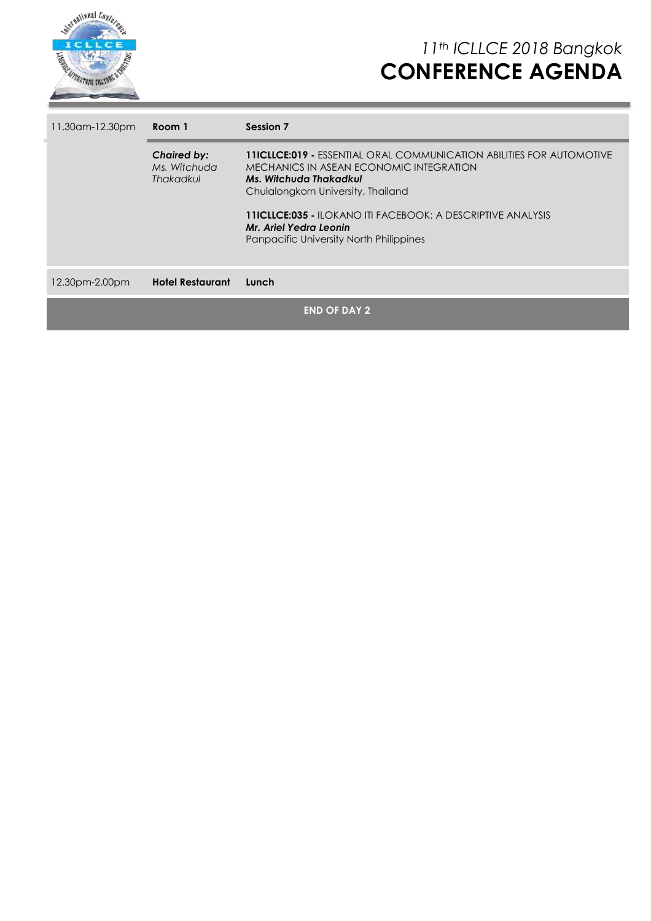| 11.30am-12.30pm | **Room 1** | **Session 7** |
|---|---|---|
| | ***Chaired by:*** *Ms. Witchuda Thakadkul* | **11ICLLCE:019 -** ESSENTIAL ORAL COMMUNICATION ABILITIES FOR AUTOMOTIVE MECHANICS IN ASEAN ECONOMIC INTEGRATION ***Ms. Witchuda Thakadkul*** Chulalongkorn University, Thailand **11ICLLCE:035 -** ILOKANO ITI FACEBOOK: A DESCRIPTIVE ANALYSIS ***Mr. Ariel Yedra Leonin*** Panpacific University North Philippines |
| 12.30pm-2.00pm | **Hotel Restaurant** | **Lunch** |

**END OF DAY 2**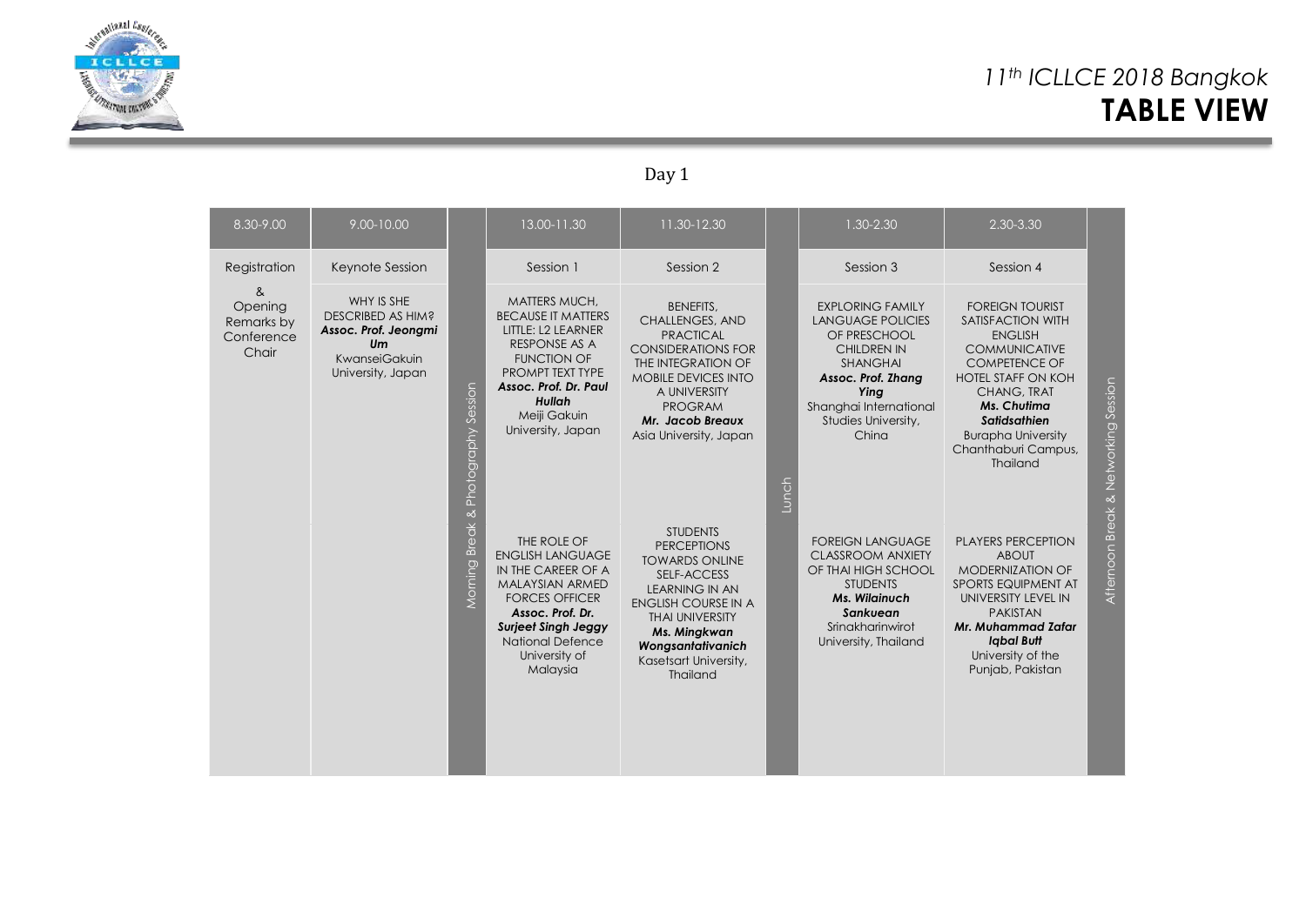# 11th ICLLCE 2018 Bangkok
## TABLE VIEW

Day 1

| 8.30-9.00 | 9.00-10.00 | | 13.00-11.30 | 11.30-12.30 | | 1.30-2.30 | 2.30-3.30 | |
|---|---|---|---|---|---|---|---|---|
| Registration | Keynote Session | Morning Break & Photography Session | Session 1 | Session 2 | Lunch | Session 3 | Session 4 | Afternoon Break & Networking Session |
| & Opening Remarks by Conference Chair | WHY IS SHE DESCRIBED AS HIM? ***Assoc. Prof. Jeongmi Um*** KwanseiGakuin University, Japan | | MATTERS MUCH, BECAUSE IT MATTERS LITTLE: L2 LEARNER RESPONSE AS A FUNCTION OF PROMPT TEXT TYPE ***Assoc. Prof. Dr. Paul Hullah*** Meiji Gakuin University, Japan | BENEFITS, CHALLENGES, AND PRACTICAL CONSIDERATIONS FOR THE INTEGRATION OF MOBILE DEVICES INTO A UNIVERSITY PROGRAM ***Mr. Jacob Breaux*** Asia University, Japan | | EXPLORING FAMILY LANGUAGE POLICIES OF PRESCHOOL CHILDREN IN SHANGHAI ***Assoc. Prof. Zhang Ying*** Shanghai International Studies University, China | FOREIGN TOURIST SATISFACTION WITH ENGLISH COMMUNICATIVE COMPETENCE OF HOTEL STAFF ON KOH CHANG, TRAT ***Ms. Chutima Satidsathien*** Burapha University Chanthaburi Campus, Thailand | |
| | | | THE ROLE OF ENGLISH LANGUAGE IN THE CAREER OF A MALAYSIAN ARMED FORCES OFFICER ***Assoc. Prof. Dr. Surjeet Singh Jeggy*** National Defence University of Malaysia | STUDENTS PERCEPTIONS TOWARDS ONLINE SELF-ACCESS LEARNING IN AN ENGLISH COURSE IN A THAI UNIVERSITY ***Ms. Mingkwan Wongsantativanich*** Kasetsart University, Thailand | | FOREIGN LANGUAGE CLASSROOM ANXIETY OF THAI HIGH SCHOOL STUDENTS ***Ms. Wilainuch Sankuean*** Srinakharinwirot University, Thailand | PLAYERS PERCEPTION ABOUT MODERNIZATION OF SPORTS EQUIPMENT AT UNIVERSITY LEVEL IN PAKISTAN ***Mr. Muhammad Zafar Iqbal Butt*** University of the Punjab, Pakistan | |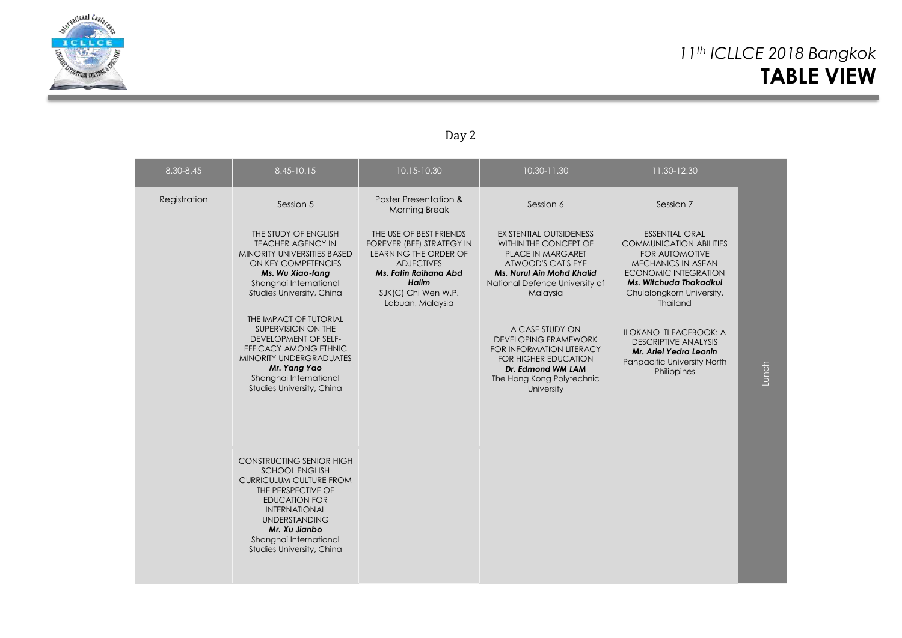# 11th ICLLCE 2018 Bangkok
# TABLE VIEW

Day 2

| 8.30-8.45 | 8.45-10.15 | 10.15-10.30 | 10.30-11.30 | 11.30-12.30 | |
|---|---|---|---|---|---|
| Registration | Session 5 | Poster Presentation & Morning Break | Session 6 | Session 7 | Lunch |
| | THE STUDY OF ENGLISH TEACHER AGENCY IN MINORITY UNIVERSITIES BASED ON KEY COMPETENCIES ***Ms. Wu Xiao-fang*** Shanghai International Studies University, China<br><br>THE IMPACT OF TUTORIAL SUPERVISION ON THE DEVELOPMENT OF SELF-EFFICACY AMONG ETHNIC MINORITY UNDERGRADUATES ***Mr. Yang Yao*** Shanghai International Studies University, China | THE USE OF BEST FRIENDS FOREVER (BFF) STRATEGY IN LEARNING THE ORDER OF ADJECTIVES ***Ms. Fatin Raihana Abd Halim*** SJK(C) Chi Wen W.P. Labuan, Malaysia | EXISTENTIAL OUTSIDENESS WITHIN THE CONCEPT OF PLACE IN MARGARET ATWOOD'S CAT'S EYE ***Ms. Nurul Ain Mohd Khalid*** National Defence University of Malaysia<br><br>A CASE STUDY ON DEVELOPING FRAMEWORK FOR INFORMATION LITERACY FOR HIGHER EDUCATION ***Dr. Edmond WM LAM*** The Hong Kong Polytechnic University | ESSENTIAL ORAL COMMUNICATION ABILITIES FOR AUTOMOTIVE MECHANICS IN ASEAN ECONOMIC INTEGRATION ***Ms. Witchuda Thakadkul*** Chulalongkorn University, Thailand<br><br>ILOKANO ITI FACEBOOK: A DESCRIPTIVE ANALYSIS ***Mr. Ariel Yedra Leonin*** Panpacific University North Philippines | |
| | CONSTRUCTING SENIOR HIGH SCHOOL ENGLISH CURRICULUM CULTURE FROM THE PERSPECTIVE OF EDUCATION FOR INTERNATIONAL UNDERSTANDING ***Mr. Xu Jianbo*** Shanghai International Studies University, China | | | | |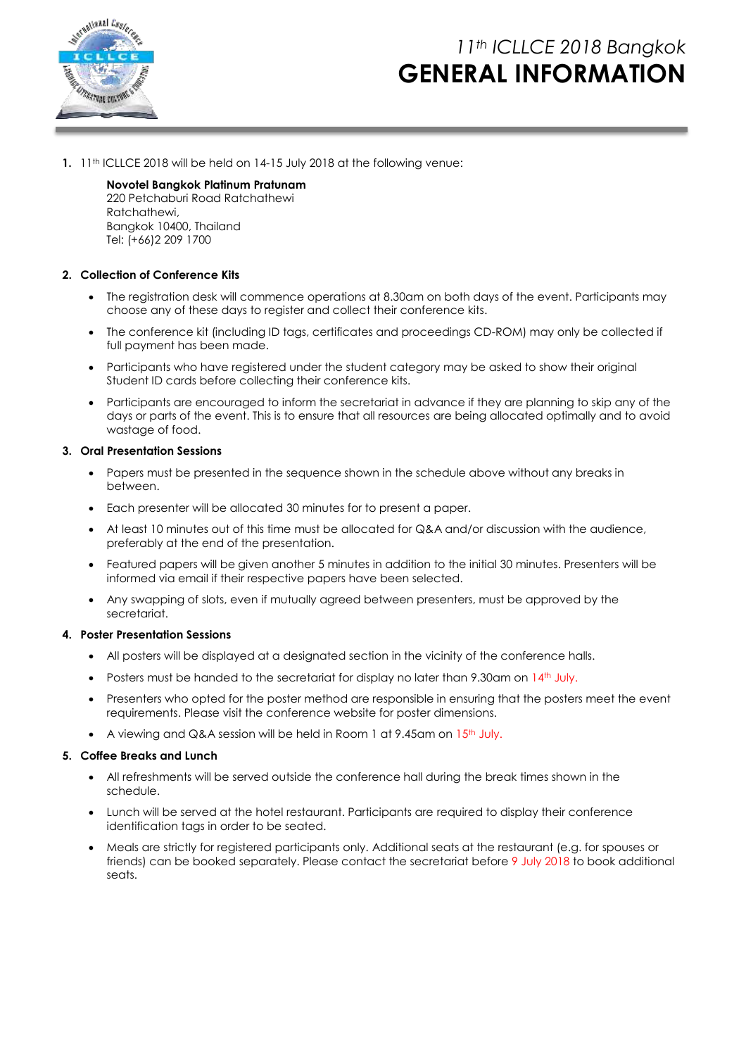# 11th ICLLCE 2018 Bangkok

# GENERAL INFORMATION

1. 11th ICLLCE 2018 will be held on 14-15 July 2018 at the following venue:

   **Novotel Bangkok Platinum Pratunam**
   220 Petchaburi Road Ratchathewi
   Ratchathewi,
   Bangkok 10400, Thailand
   Tel: (+66)2 209 1700

2. **Collection of Conference Kits**

   - The registration desk will commence operations at 8.30am on both days of the event. Participants may choose any of these days to register and collect their conference kits.
   - The conference kit (including ID tags, certificates and proceedings CD-ROM) may only be collected if full payment has been made.
   - Participants who have registered under the student category may be asked to show their original Student ID cards before collecting their conference kits.
   - Participants are encouraged to inform the secretariat in advance if they are planning to skip any of the days or parts of the event. This is to ensure that all resources are being allocated optimally and to avoid wastage of food.

3. **Oral Presentation Sessions**

   - Papers must be presented in the sequence shown in the schedule above without any breaks in between.
   - Each presenter will be allocated 30 minutes for to present a paper.
   - At least 10 minutes out of this time must be allocated for Q&A and/or discussion with the audience, preferably at the end of the presentation.
   - Featured papers will be given another 5 minutes in addition to the initial 30 minutes. Presenters will be informed via email if their respective papers have been selected.
   - Any swapping of slots, even if mutually agreed between presenters, must be approved by the secretariat.

4. **Poster Presentation Sessions**

   - All posters will be displayed at a designated section in the vicinity of the conference halls.
   - Posters must be handed to the secretariat for display no later than 9.30am on 14th July.
   - Presenters who opted for the poster method are responsible in ensuring that the posters meet the event requirements. Please visit the conference website for poster dimensions.
   - A viewing and Q&A session will be held in Room 1 at 9.45am on 15th July.

5. **Coffee Breaks and Lunch**

   - All refreshments will be served outside the conference hall during the break times shown in the schedule.
   - Lunch will be served at the hotel restaurant. Participants are required to display their conference identification tags in order to be seated.
   - Meals are strictly for registered participants only. Additional seats at the restaurant (e.g. for spouses or friends) can be booked separately. Please contact the secretariat before 9 July 2018 to book additional seats.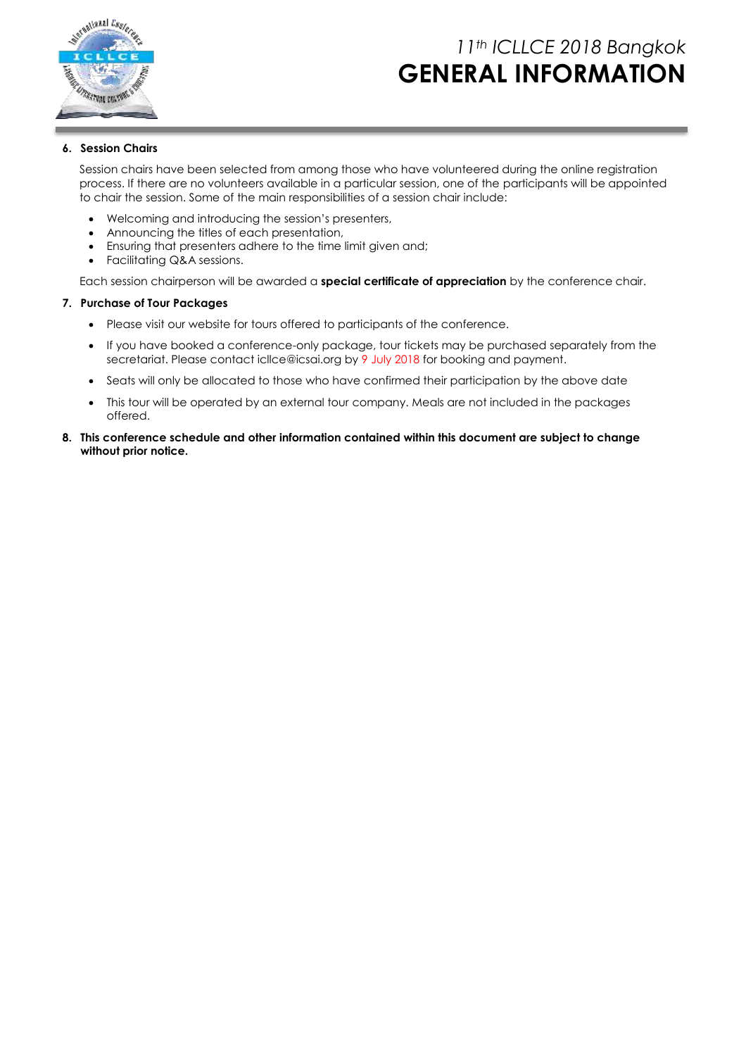# 11th ICLLCE 2018 Bangkok
# GENERAL INFORMATION

6. **Session Chairs**

   Session chairs have been selected from among those who have volunteered during the online registration process. If there are no volunteers available in a particular session, one of the participants will be appointed to chair the session. Some of the main responsibilities of a session chair include:

   - Welcoming and introducing the session's presenters,
   - Announcing the titles of each presentation,
   - Ensuring that presenters adhere to the time limit given and;
   - Facilitating Q&A sessions.

   Each session chairperson will be awarded a **special certificate of appreciation** by the conference chair.

7. **Purchase of Tour Packages**

   - Please visit our website for tours offered to participants of the conference.
   - If you have booked a conference-only package, tour tickets may be purchased separately from the secretariat. Please contact icllce@icsai.org by 9 July 2018 for booking and payment.
   - Seats will only be allocated to those who have confirmed their participation by the above date
   - This tour will be operated by an external tour company. Meals are not included in the packages offered.

8. **This conference schedule and other information contained within this document are subject to change without prior notice.**